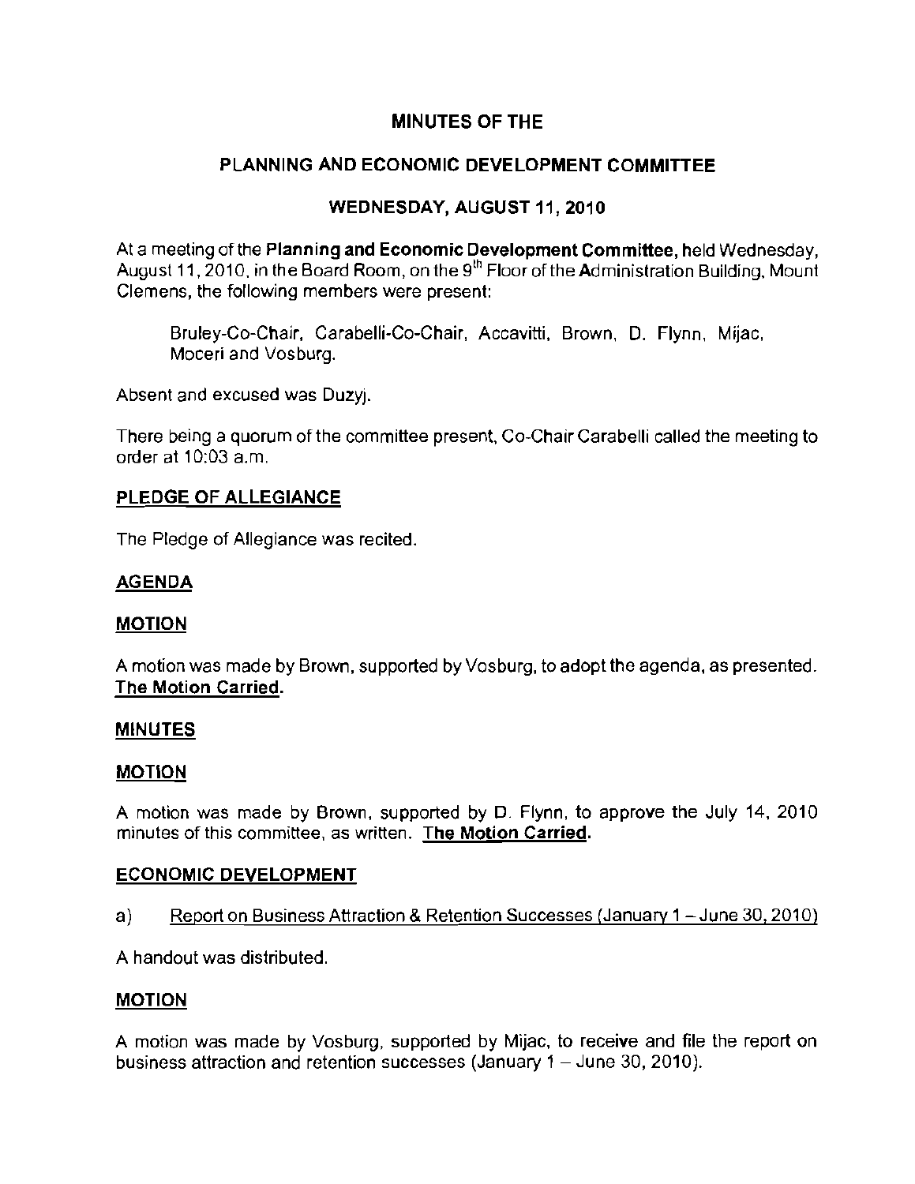# MINUTES OF THE

## PLANNING AND ECONOMIC DEVELOPMENT COMMITTEE

### WEDNESDAY, AUGUST 11, 2010

At a meeting of the **Planning and Economic Development Committee**, held Wednesday, August 11, 2010, in the Board Room, on the 9th Floor of the Administration Building, Mount Clemens, the following members were present:

Bruley-Co-Chair, Carabelli-Co-Chair, Accavitti, Brown, D. Flynn, Mijac, Moceri and Vosburg.

Absent and excused was Duzyj.

There being a quorum of the committee present, Co-Chair Carabelli called the meeting to order at 10:03 a.m.

**PLEDGE OF ALLEGIANCE**

The Pledge of Allegiance was recited.

**AGENDA**

**MOTION**

A motion was made by Brown, supported by Vosburg, to adopt the agenda, as presented. **The Motion Carried.**

**MINUTES**

**MOTION**

A motion was made by Brown, supported by D. Flynn, to approve the July 14, 2010 minutes of this committee, as written. **The Motion Carried.**

**ECONOMIC DEVELOPMENT**

a) Report on Business Attraction & Retention Successes (January 1 – June 30, 2010)

A handout was distributed.

**MOTION**

A motion was made by Vosburg, supported by Mijac, to receive and file the report on business attraction and retention successes (January 1 – June 30, 2010).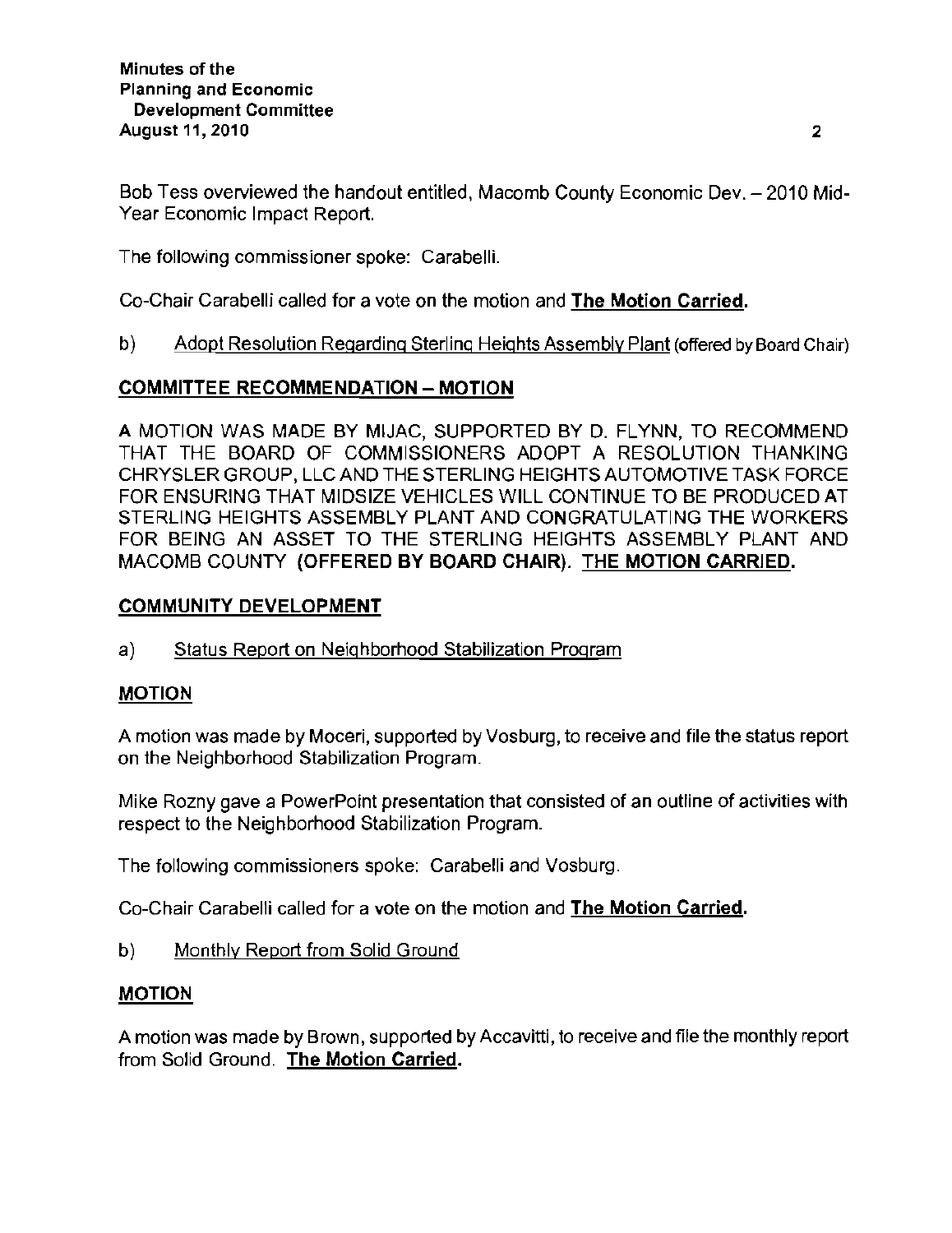Bob Tess overviewed the handout entitled, Macomb County Economic Dev. – 2010 Mid-Year Economic Impact Report.

The following commissioner spoke: Carabelli.

Co-Chair Carabelli called for a vote on the motion and **The Motion Carried.**

b) Adopt Resolution Regarding Sterling Heights Assembly Plant (offered by Board Chair)

## COMMITTEE RECOMMENDATION – MOTION

A MOTION WAS MADE BY MIJAC, SUPPORTED BY D. FLYNN, TO RECOMMEND THAT THE BOARD OF COMMISSIONERS ADOPT A RESOLUTION THANKING CHRYSLER GROUP, LLC AND THE STERLING HEIGHTS AUTOMOTIVE TASK FORCE FOR ENSURING THAT MIDSIZE VEHICLES WILL CONTINUE TO BE PRODUCED AT STERLING HEIGHTS ASSEMBLY PLANT AND CONGRATULATING THE WORKERS FOR BEING AN ASSET TO THE STERLING HEIGHTS ASSEMBLY PLANT AND MACOMB COUNTY **(OFFERED BY BOARD CHAIR). THE MOTION CARRIED.**

## COMMUNITY DEVELOPMENT

a) Status Report on Neighborhood Stabilization Program

## MOTION

A motion was made by Moceri, supported by Vosburg, to receive and file the status report on the Neighborhood Stabilization Program.

Mike Rozny gave a PowerPoint presentation that consisted of an outline of activities with respect to the Neighborhood Stabilization Program.

The following commissioners spoke: Carabelli and Vosburg.

Co-Chair Carabelli called for a vote on the motion and **The Motion Carried.**

b) Monthly Report from Solid Ground

## MOTION

A motion was made by Brown, supported by Accavitti, to receive and file the monthly report from Solid Ground. **The Motion Carried.**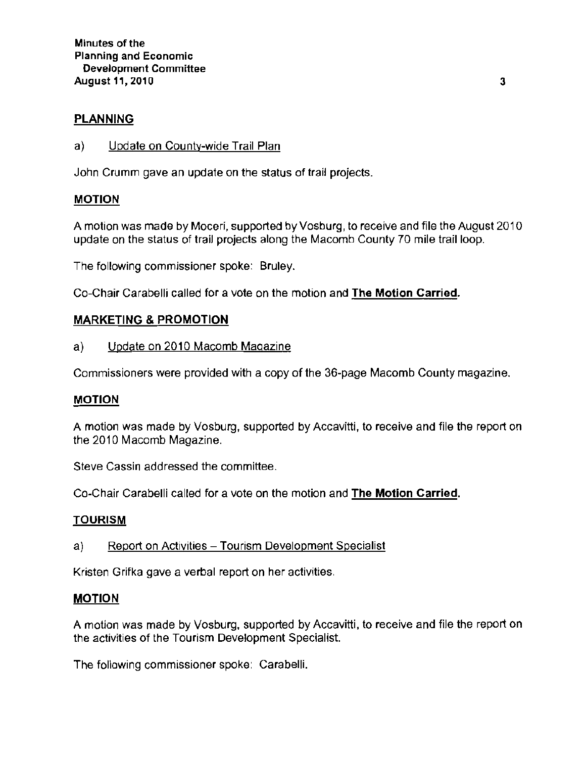## PLANNING

a) Update on County-wide Trail Plan

John Crumm gave an update on the status of trail projects.

### MOTION

A motion was made by Moceri, supported by Vosburg, to receive and file the August 2010 update on the status of trail projects along the Macomb County 70 mile trail loop.

The following commissioner spoke: Bruley.

Co-Chair Carabelli called for a vote on the motion and **The Motion Carried.**

## MARKETING & PROMOTION

a) Update on 2010 Macomb Magazine

Commissioners were provided with a copy of the 36-page Macomb County magazine.

### MOTION

A motion was made by Vosburg, supported by Accavitti, to receive and file the report on the 2010 Macomb Magazine.

Steve Cassin addressed the committee.

Co-Chair Carabelli called for a vote on the motion and **The Motion Carried.**

## TOURISM

a) Report on Activities – Tourism Development Specialist

Kristen Grifka gave a verbal report on her activities.

### MOTION

A motion was made by Vosburg, supported by Accavitti, to receive and file the report on the activities of the Tourism Development Specialist.

The following commissioner spoke: Carabelli.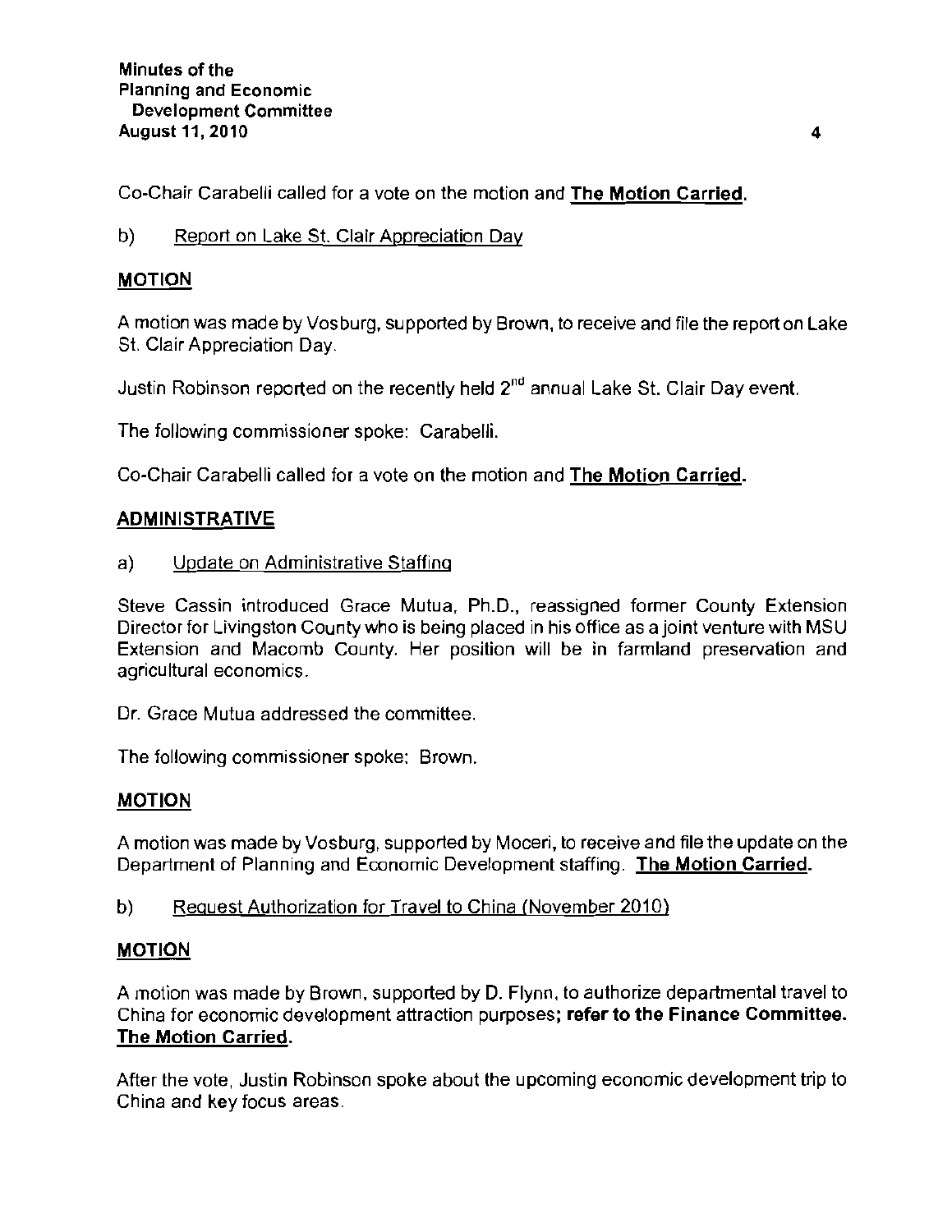Co-Chair Carabelli called for a vote on the motion and **The Motion Carried.**

b) Report on Lake St. Clair Appreciation Day

**MOTION**

A motion was made by Vosburg, supported by Brown, to receive and file the report on Lake St. Clair Appreciation Day.

Justin Robinson reported on the recently held 2nd annual Lake St. Clair Day event.

The following commissioner spoke: Carabelli.

Co-Chair Carabelli called for a vote on the motion and **The Motion Carried.**

**ADMINISTRATIVE**

a) Update on Administrative Staffing

Steve Cassin introduced Grace Mutua, Ph.D., reassigned former County Extension Director for Livingston County who is being placed in his office as a joint venture with MSU Extension and Macomb County. Her position will be in farmland preservation and agricultural economics.

Dr. Grace Mutua addressed the committee.

The following commissioner spoke: Brown.

**MOTION**

A motion was made by Vosburg, supported by Moceri, to receive and file the update on the Department of Planning and Economic Development staffing. **The Motion Carried.**

b) Request Authorization for Travel to China (November 2010)

**MOTION**

A motion was made by Brown, supported by D. Flynn, to authorize departmental travel to China for economic development attraction purposes; **refer to the Finance Committee. The Motion Carried.**

After the vote, Justin Robinson spoke about the upcoming economic development trip to China and key focus areas.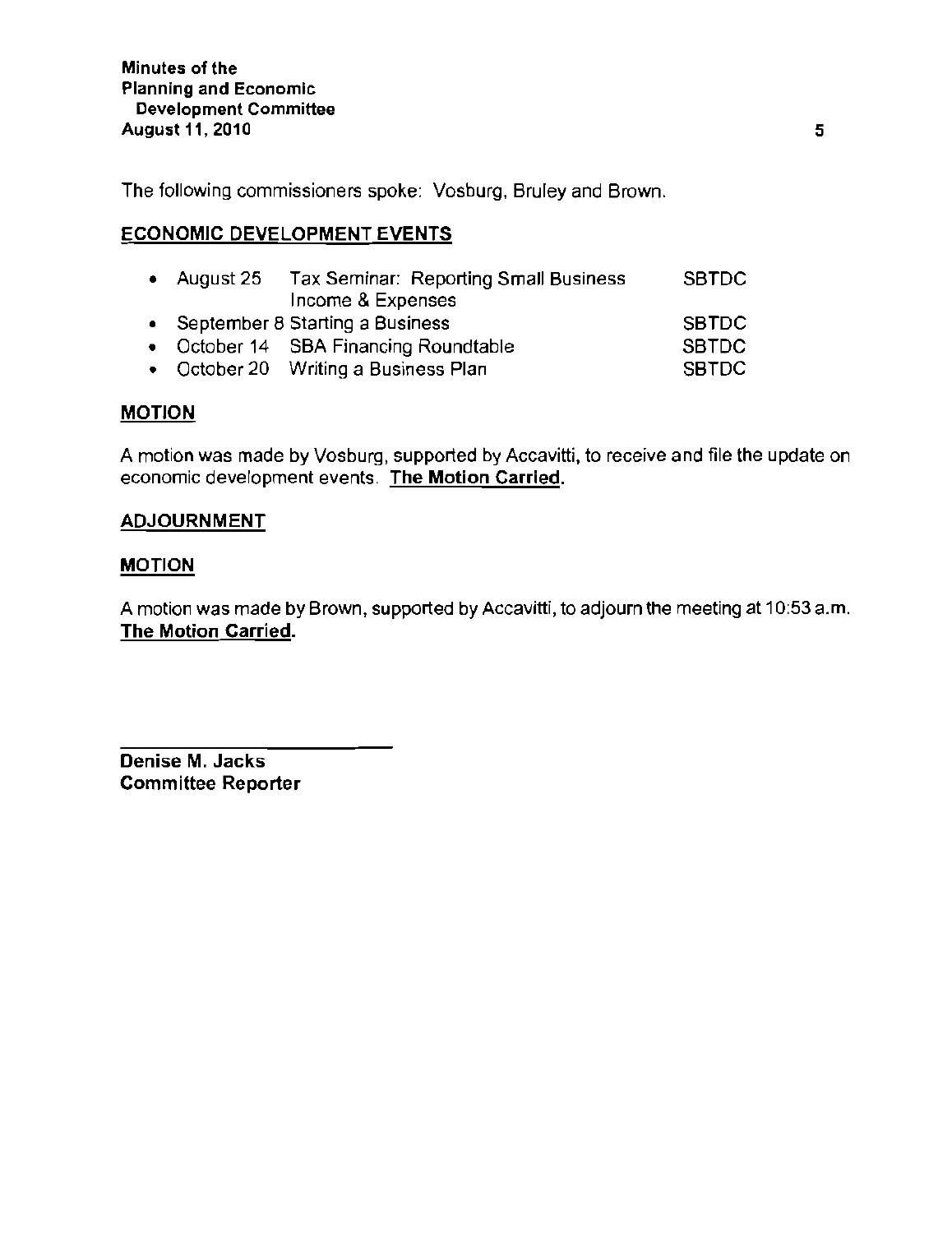The following commissioners spoke: Vosburg, Bruley and Brown.

**ECONOMIC DEVELOPMENT EVENTS**

- August 25 Tax Seminar: Reporting Small Business Income & Expenses — SBTDC
- September 8 Starting a Business — SBTDC
- October 14 SBA Financing Roundtable — SBTDC
- October 20 Writing a Business Plan — SBTDC

**MOTION**

A motion was made by Vosburg, supported by Accavitti, to receive and file the update on economic development events. **The Motion Carried.**

**ADJOURNMENT**

**MOTION**

A motion was made by Brown, supported by Accavitti, to adjourn the meeting at 10:53 a.m. **The Motion Carried.**

______________________

**Denise M. Jacks**
**Committee Reporter**